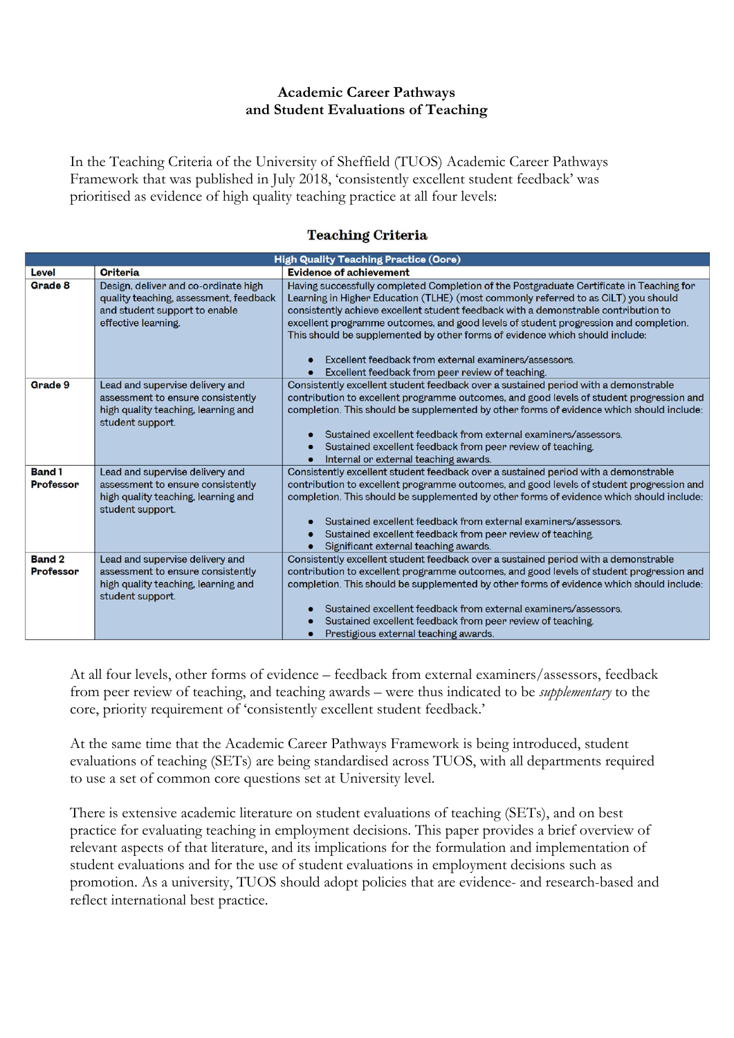# Academic Career Pathways and Student Evaluations of Teaching

In the Teaching Criteria of the University of Sheffield (TUOS) Academic Career Pathways Framework that was published in July 2018, 'consistently excellent student feedback' was prioritised as evidence of high quality teaching practice at all four levels:

## Teaching Criteria

| High Quality Teaching Practice (Core) | | |
|---|---|---|
| **Level** | **Criteria** | **Evidence of achievement** |
| **Grade 8** | Design, deliver and co-ordinate high quality teaching, assessment, feedback and student support to enable effective learning. | Having successfully completed Completion of the Postgraduate Certificate in Teaching for Learning in Higher Education (TLHE) (most commonly referred to as CiLT) you should consistently achieve excellent student feedback with a demonstrable contribution to excellent programme outcomes, and good levels of student progression and completion. This should be supplemented by other forms of evidence which should include:<br><br>• Excellent feedback from external examiners/assessors.<br>• Excellent feedback from peer review of teaching. |
| **Grade 9** | Lead and supervise delivery and assessment to ensure consistently high quality teaching, learning and student support. | Consistently excellent student feedback over a sustained period with a demonstrable contribution to excellent programme outcomes, and good levels of student progression and completion. This should be supplemented by other forms of evidence which should include:<br><br>• Sustained excellent feedback from external examiners/assessors.<br>• Sustained excellent feedback from peer review of teaching.<br>• Internal or external teaching awards. |
| **Band 1 Professor** | Lead and supervise delivery and assessment to ensure consistently high quality teaching, learning and student support. | Consistently excellent student feedback over a sustained period with a demonstrable contribution to excellent programme outcomes, and good levels of student progression and completion. This should be supplemented by other forms of evidence which should include:<br><br>• Sustained excellent feedback from external examiners/assessors.<br>• Sustained excellent feedback from peer review of teaching.<br>• Significant external teaching awards. |
| **Band 2 Professor** | Lead and supervise delivery and assessment to ensure consistently high quality teaching, learning and student support. | Consistently excellent student feedback over a sustained period with a demonstrable contribution to excellent programme outcomes, and good levels of student progression and completion. This should be supplemented by other forms of evidence which should include:<br><br>• Sustained excellent feedback from external examiners/assessors.<br>• Sustained excellent feedback from peer review of teaching.<br>• Prestigious external teaching awards. |

At all four levels, other forms of evidence – feedback from external examiners/assessors, feedback from peer review of teaching, and teaching awards – were thus indicated to be *supplementary* to the core, priority requirement of 'consistently excellent student feedback.'

At the same time that the Academic Career Pathways Framework is being introduced, student evaluations of teaching (SETs) are being standardised across TUOS, with all departments required to use a set of common core questions set at University level.

There is extensive academic literature on student evaluations of teaching (SETs), and on best practice for evaluating teaching in employment decisions. This paper provides a brief overview of relevant aspects of that literature, and its implications for the formulation and implementation of student evaluations and for the use of student evaluations in employment decisions such as promotion. As a university, TUOS should adopt policies that are evidence- and research-based and reflect international best practice.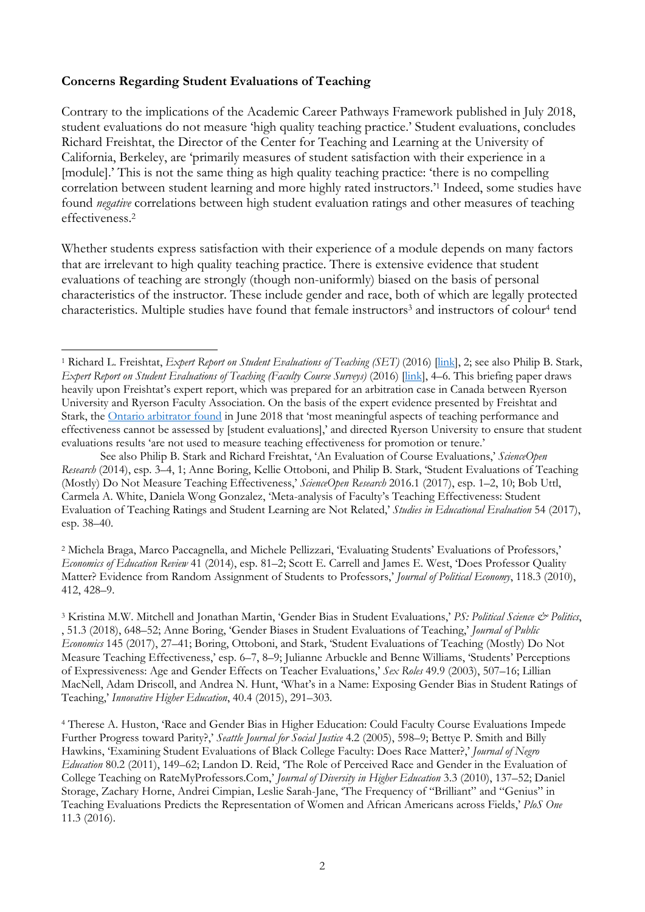**Concerns Regarding Student Evaluations of Teaching**

Contrary to the implications of the Academic Career Pathways Framework published in July 2018, student evaluations do not measure 'high quality teaching practice.' Student evaluations, concludes Richard Freishtat, the Director of the Center for Teaching and Learning at the University of California, Berkeley, are 'primarily measures of student satisfaction with their experience in a [module].' This is not the same thing as high quality teaching practice: 'there is no compelling correlation between student learning and more highly rated instructors.'[1] Indeed, some studies have found *negative* correlations between high student evaluation ratings and other measures of teaching effectiveness.[2]

Whether students express satisfaction with their experience of a module depends on many factors that are irrelevant to high quality teaching practice. There is extensive evidence that student evaluations of teaching are strongly (though non-uniformly) biased on the basis of personal characteristics of the instructor. These include gender and race, both of which are legally protected characteristics. Multiple studies have found that female instructors[3] and instructors of colour[4] tend

---

[1] Richard L. Freishtat, *Expert Report on Student Evaluations of Teaching (SET)* (2016) [link], 2; see also Philip B. Stark, *Expert Report on Student Evaluations of Teaching (Faculty Course Surveys)* (2016) [link], 4–6. This briefing paper draws heavily upon Freishtat's expert report, which was prepared for an arbitration case in Canada between Ryerson University and Ryerson Faculty Association. On the basis of the expert evidence presented by Freishtat and Stark, the Ontario arbitrator found in June 2018 that 'most meaningful aspects of teaching performance and effectiveness cannot be assessed by [student evaluations],' and directed Ryerson University to ensure that student evaluations results 'are not used to measure teaching effectiveness for promotion or tenure.'

See also Philip B. Stark and Richard Freishtat, 'An Evaluation of Course Evaluations,' *ScienceOpen Research* (2014), esp. 3–4, 1; Anne Boring, Kellie Ottoboni, and Philip B. Stark, 'Student Evaluations of Teaching (Mostly) Do Not Measure Teaching Effectiveness,' *ScienceOpen Research* 2016.1 (2017), esp. 1–2, 10; Bob Uttl, Carmela A. White, Daniela Wong Gonzalez, 'Meta-analysis of Faculty's Teaching Effectiveness: Student Evaluation of Teaching Ratings and Student Learning are Not Related,' *Studies in Educational Evaluation* 54 (2017), esp. 38–40.

[2] Michela Braga, Marco Paccagnella, and Michele Pellizzari, 'Evaluating Students' Evaluations of Professors,' *Economics of Education Review* 41 (2014), esp. 81–2; Scott E. Carrell and James E. West, 'Does Professor Quality Matter? Evidence from Random Assignment of Students to Professors,' *Journal of Political Economy*, 118.3 (2010), 412, 428–9.

[3] Kristina M.W. Mitchell and Jonathan Martin, 'Gender Bias in Student Evaluations,' *PS: Political Science & Politics*, , 51.3 (2018), 648–52; Anne Boring, 'Gender Biases in Student Evaluations of Teaching,' *Journal of Public Economics* 145 (2017), 27–41; Boring, Ottoboni, and Stark, 'Student Evaluations of Teaching (Mostly) Do Not Measure Teaching Effectiveness,' esp. 6–7, 8–9; Julianne Arbuckle and Benne Williams, 'Students' Perceptions of Expressiveness: Age and Gender Effects on Teacher Evaluations,' *Sex Roles* 49.9 (2003), 507–16; Lillian MacNell, Adam Driscoll, and Andrea N. Hunt, 'What's in a Name: Exposing Gender Bias in Student Ratings of Teaching,' *Innovative Higher Education*, 40.4 (2015), 291–303.

[4] Therese A. Huston, 'Race and Gender Bias in Higher Education: Could Faculty Course Evaluations Impede Further Progress toward Parity?,' *Seattle Journal for Social Justice* 4.2 (2005), 598–9; Bettye P. Smith and Billy Hawkins, 'Examining Student Evaluations of Black College Faculty: Does Race Matter?,' *Journal of Negro Education* 80.2 (2011), 149–62; Landon D. Reid, 'The Role of Perceived Race and Gender in the Evaluation of College Teaching on RateMyProfessors.Com,' *Journal of Diversity in Higher Education* 3.3 (2010), 137–52; Daniel Storage, Zachary Horne, Andrei Cimpian, Leslie Sarah-Jane, 'The Frequency of "Brilliant" and "Genius" in Teaching Evaluations Predicts the Representation of Women and African Americans across Fields,' *PloS One* 11.3 (2016).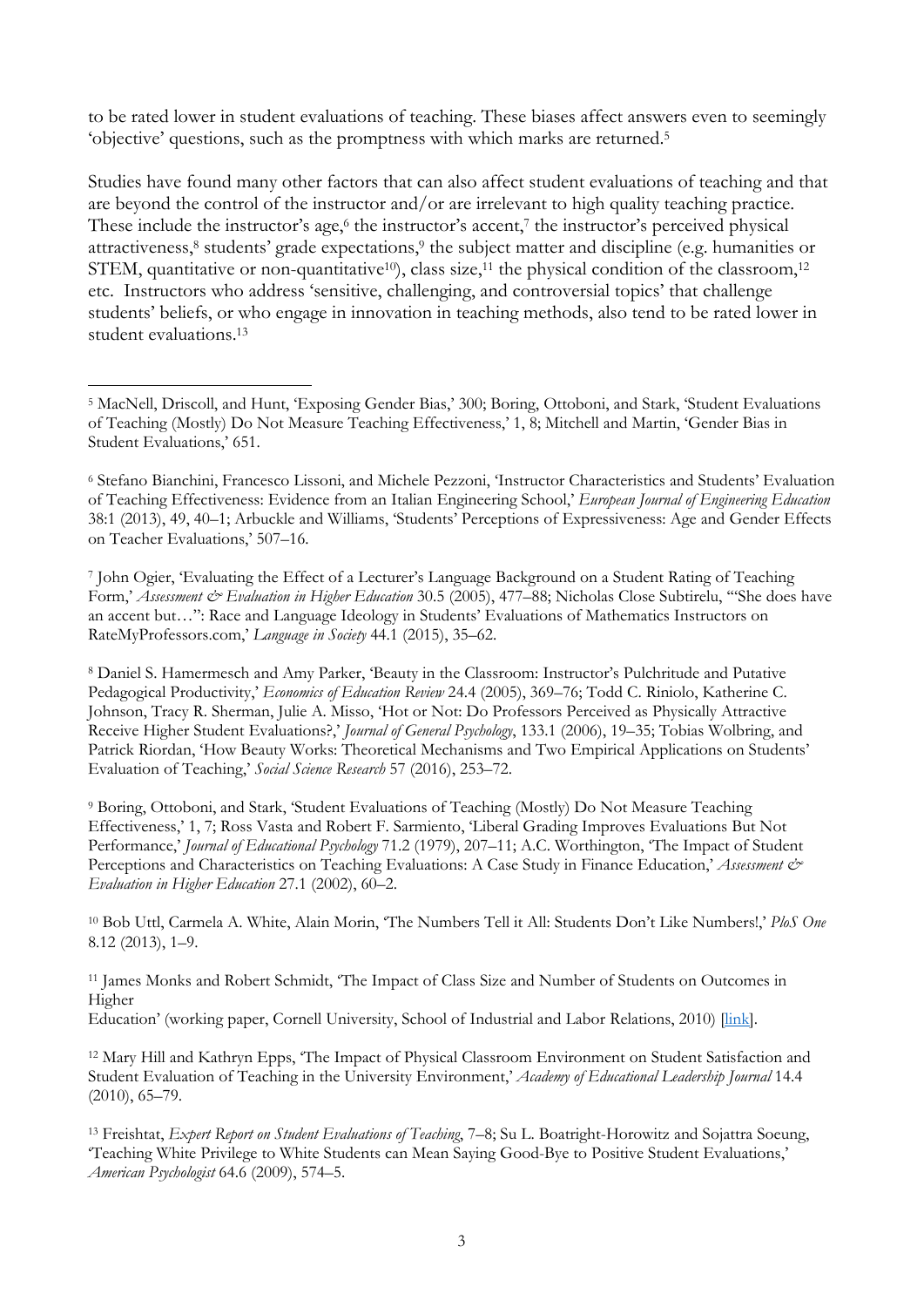to be rated lower in student evaluations of teaching. These biases affect answers even to seemingly 'objective' questions, such as the promptness with which marks are returned.[5]

Studies have found many other factors that can also affect student evaluations of teaching and that are beyond the control of the instructor and/or are irrelevant to high quality teaching practice. These include the instructor's age,[6] the instructor's accent,[7] the instructor's perceived physical attractiveness,[8] students' grade expectations,[9] the subject matter and discipline (e.g. humanities or STEM, quantitative or non-quantitative[10]), class size,[11] the physical condition of the classroom,[12] etc. Instructors who address 'sensitive, challenging, and controversial topics' that challenge students' beliefs, or who engage in innovation in teaching methods, also tend to be rated lower in student evaluations.[13]

---

[5] MacNell, Driscoll, and Hunt, 'Exposing Gender Bias,' 300; Boring, Ottoboni, and Stark, 'Student Evaluations of Teaching (Mostly) Do Not Measure Teaching Effectiveness,' 1, 8; Mitchell and Martin, 'Gender Bias in Student Evaluations,' 651.

[6] Stefano Bianchini, Francesco Lissoni, and Michele Pezzoni, 'Instructor Characteristics and Students' Evaluation of Teaching Effectiveness: Evidence from an Italian Engineering School,' *European Journal of Engineering Education* 38:1 (2013), 49, 40–1; Arbuckle and Williams, 'Students' Perceptions of Expressiveness: Age and Gender Effects on Teacher Evaluations,' 507–16.

[7] John Ogier, 'Evaluating the Effect of a Lecturer's Language Background on a Student Rating of Teaching Form,' *Assessment & Evaluation in Higher Education* 30.5 (2005), 477–88; Nicholas Close Subtirelu, '"She does have an accent but…": Race and Language Ideology in Students' Evaluations of Mathematics Instructors on RateMyProfessors.com,' *Language in Society* 44.1 (2015), 35–62.

[8] Daniel S. Hamermesch and Amy Parker, 'Beauty in the Classroom: Instructor's Pulchritude and Putative Pedagogical Productivity,' *Economics of Education Review* 24.4 (2005), 369–76; Todd C. Riniolo, Katherine C. Johnson, Tracy R. Sherman, Julie A. Misso, 'Hot or Not: Do Professors Perceived as Physically Attractive Receive Higher Student Evaluations?,' *Journal of General Psychology*, 133.1 (2006), 19–35; Tobias Wolbring, and Patrick Riordan, 'How Beauty Works: Theoretical Mechanisms and Two Empirical Applications on Students' Evaluation of Teaching,' *Social Science Research* 57 (2016), 253–72.

[9] Boring, Ottoboni, and Stark, 'Student Evaluations of Teaching (Mostly) Do Not Measure Teaching Effectiveness,' 1, 7; Ross Vasta and Robert F. Sarmiento, 'Liberal Grading Improves Evaluations But Not Performance,' *Journal of Educational Psychology* 71.2 (1979), 207–11; A.C. Worthington, 'The Impact of Student Perceptions and Characteristics on Teaching Evaluations: A Case Study in Finance Education,' *Assessment & Evaluation in Higher Education* 27.1 (2002), 60–2.

[10] Bob Uttl, Carmela A. White, Alain Morin, 'The Numbers Tell it All: Students Don't Like Numbers!,' *PloS One* 8.12 (2013), 1–9.

[11] James Monks and Robert Schmidt, 'The Impact of Class Size and Number of Students on Outcomes in Higher Education' (working paper, Cornell University, School of Industrial and Labor Relations, 2010) [link].

[12] Mary Hill and Kathryn Epps, 'The Impact of Physical Classroom Environment on Student Satisfaction and Student Evaluation of Teaching in the University Environment,' *Academy of Educational Leadership Journal* 14.4 (2010), 65–79.

[13] Freishtat, *Expert Report on Student Evaluations of Teaching*, 7–8; Su L. Boatright-Horowitz and Sojattra Soeung, 'Teaching White Privilege to White Students can Mean Saying Good-Bye to Positive Student Evaluations,' *American Psychologist* 64.6 (2009), 574–5.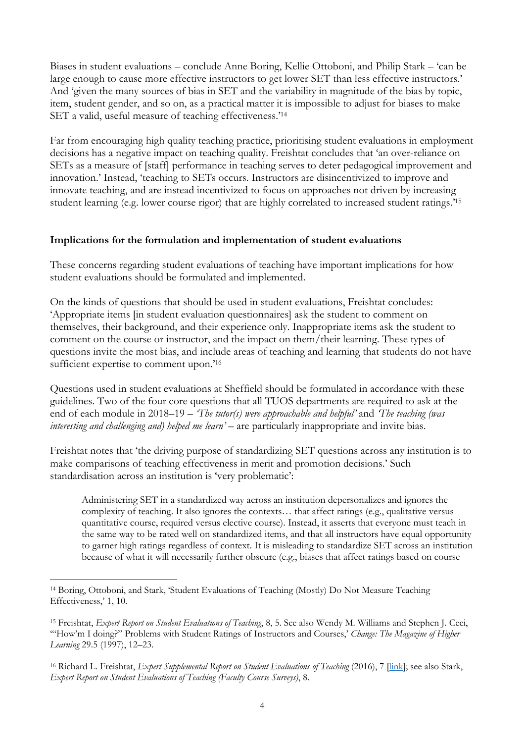Biases in student evaluations – conclude Anne Boring, Kellie Ottoboni, and Philip Stark – 'can be large enough to cause more effective instructors to get lower SET than less effective instructors.' And 'given the many sources of bias in SET and the variability in magnitude of the bias by topic, item, student gender, and so on, as a practical matter it is impossible to adjust for biases to make SET a valid, useful measure of teaching effectiveness.'[14]

Far from encouraging high quality teaching practice, prioritising student evaluations in employment decisions has a negative impact on teaching quality. Freishtat concludes that 'an over-reliance on SETs as a measure of [staff] performance in teaching serves to deter pedagogical improvement and innovation.' Instead, 'teaching to SETs occurs. Instructors are disincentivized to improve and innovate teaching, and are instead incentivized to focus on approaches not driven by increasing student learning (e.g. lower course rigor) that are highly correlated to increased student ratings.'[15]

## Implications for the formulation and implementation of student evaluations

These concerns regarding student evaluations of teaching have important implications for how student evaluations should be formulated and implemented.

On the kinds of questions that should be used in student evaluations, Freishtat concludes: 'Appropriate items [in student evaluation questionnaires] ask the student to comment on themselves, their background, and their experience only. Inappropriate items ask the student to comment on the course or instructor, and the impact on them/their learning. These types of questions invite the most bias, and include areas of teaching and learning that students do not have sufficient expertise to comment upon.'[16]

Questions used in student evaluations at Sheffield should be formulated in accordance with these guidelines. Two of the four core questions that all TUOS departments are required to ask at the end of each module in 2018–19 – *'The tutor(s) were approachable and helpful'* and *'The teaching (was interesting and challenging and) helped me learn'* – are particularly inappropriate and invite bias.

Freishtat notes that 'the driving purpose of standardizing SET questions across any institution is to make comparisons of teaching effectiveness in merit and promotion decisions.' Such standardisation across an institution is 'very problematic':

> Administering SET in a standardized way across an institution depersonalizes and ignores the complexity of teaching. It also ignores the contexts… that affect ratings (e.g., qualitative versus quantitative course, required versus elective course). Instead, it asserts that everyone must teach in the same way to be rated well on standardized items, and that all instructors have equal opportunity to garner high ratings regardless of context. It is misleading to standardize SET across an institution because of what it will necessarily further obscure (e.g., biases that affect ratings based on course

---

[14] Boring, Ottoboni, and Stark, 'Student Evaluations of Teaching (Mostly) Do Not Measure Teaching Effectiveness,' 1, 10.

[15] Freishtat, *Expert Report on Student Evaluations of Teaching*, 8, 5. See also Wendy M. Williams and Stephen J. Ceci, '"How'm I doing?" Problems with Student Ratings of Instructors and Courses,' *Change: The Magazine of Higher Learning* 29.5 (1997), 12–23.

[16] Richard L. Freishtat, *Expert Supplemental Report on Student Evaluations of Teaching* (2016), 7 [link]; see also Stark, *Expert Report on Student Evaluations of Teaching (Faculty Course Surveys)*, 8.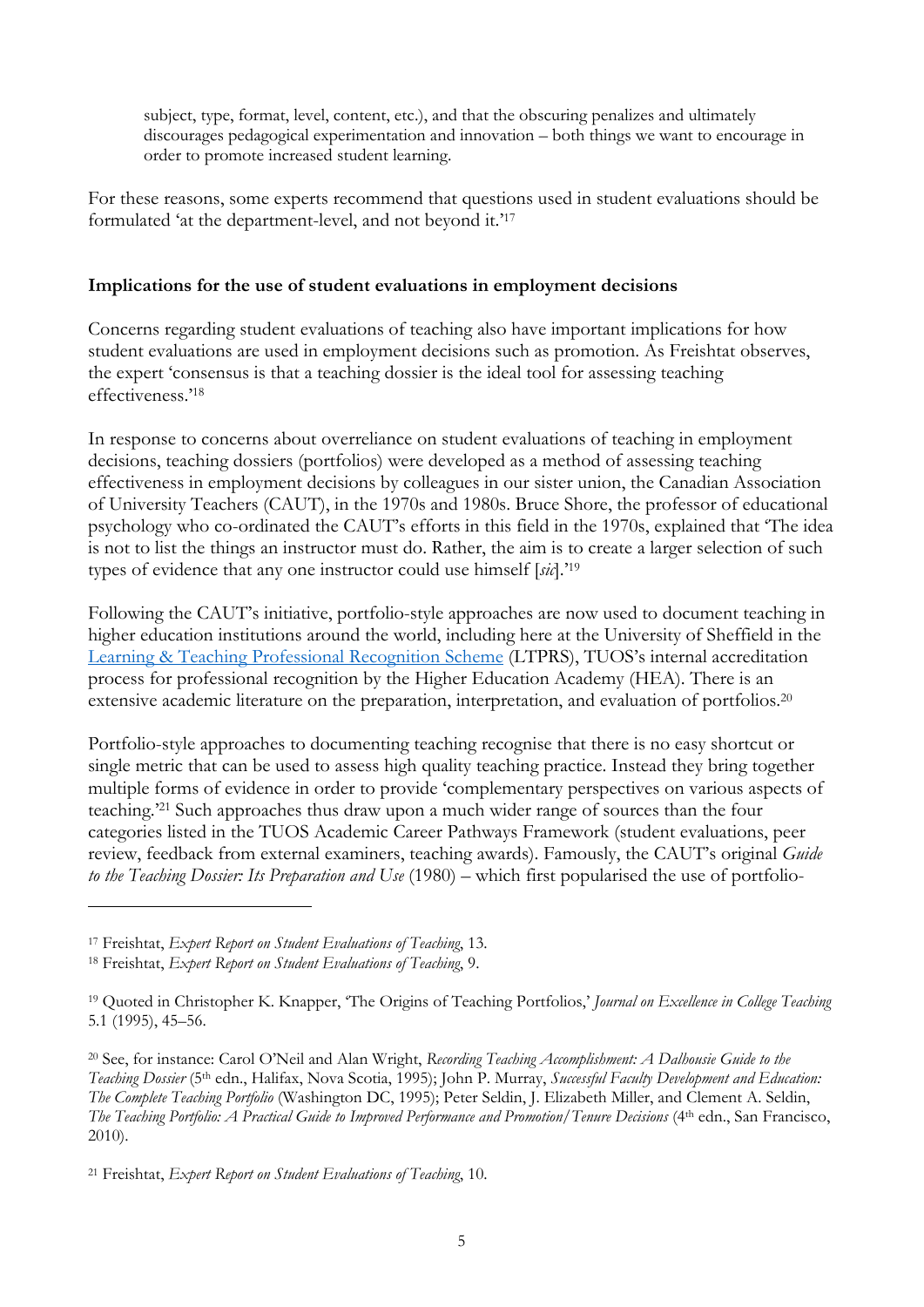subject, type, format, level, content, etc.), and that the obscuring penalizes and ultimately discourages pedagogical experimentation and innovation – both things we want to encourage in order to promote increased student learning.

For these reasons, some experts recommend that questions used in student evaluations should be formulated 'at the department-level, and not beyond it.'[17]

**Implications for the use of student evaluations in employment decisions**

Concerns regarding student evaluations of teaching also have important implications for how student evaluations are used in employment decisions such as promotion. As Freishtat observes, the expert 'consensus is that a teaching dossier is the ideal tool for assessing teaching effectiveness.'[18]

In response to concerns about overreliance on student evaluations of teaching in employment decisions, teaching dossiers (portfolios) were developed as a method of assessing teaching effectiveness in employment decisions by colleagues in our sister union, the Canadian Association of University Teachers (CAUT), in the 1970s and 1980s. Bruce Shore, the professor of educational psychology who co-ordinated the CAUT's efforts in this field in the 1970s, explained that 'The idea is not to list the things an instructor must do. Rather, the aim is to create a larger selection of such types of evidence that any one instructor could use himself [*sic*].'[19]

Following the CAUT's initiative, portfolio-style approaches are now used to document teaching in higher education institutions around the world, including here at the University of Sheffield in the Learning & Teaching Professional Recognition Scheme (LTPRS), TUOS's internal accreditation process for professional recognition by the Higher Education Academy (HEA). There is an extensive academic literature on the preparation, interpretation, and evaluation of portfolios.[20]

Portfolio-style approaches to documenting teaching recognise that there is no easy shortcut or single metric that can be used to assess high quality teaching practice. Instead they bring together multiple forms of evidence in order to provide 'complementary perspectives on various aspects of teaching.'[21] Such approaches thus draw upon a much wider range of sources than the four categories listed in the TUOS Academic Career Pathways Framework (student evaluations, peer review, feedback from external examiners, teaching awards). Famously, the CAUT's original *Guide to the Teaching Dossier: Its Preparation and Use* (1980) – which first popularised the use of portfolio-

---

[17] Freishtat, *Expert Report on Student Evaluations of Teaching*, 13.

[18] Freishtat, *Expert Report on Student Evaluations of Teaching*, 9.

[19] Quoted in Christopher K. Knapper, 'The Origins of Teaching Portfolios,' *Journal on Excellence in College Teaching* 5.1 (1995), 45–56.

[20] See, for instance: Carol O'Neil and Alan Wright, *Recording Teaching Accomplishment: A Dalhousie Guide to the Teaching Dossier* (5th edn., Halifax, Nova Scotia, 1995); John P. Murray, *Successful Faculty Development and Education: The Complete Teaching Portfolio* (Washington DC, 1995); Peter Seldin, J. Elizabeth Miller, and Clement A. Seldin, *The Teaching Portfolio: A Practical Guide to Improved Performance and Promotion/Tenure Decisions* (4th edn., San Francisco, 2010).

[21] Freishtat, *Expert Report on Student Evaluations of Teaching*, 10.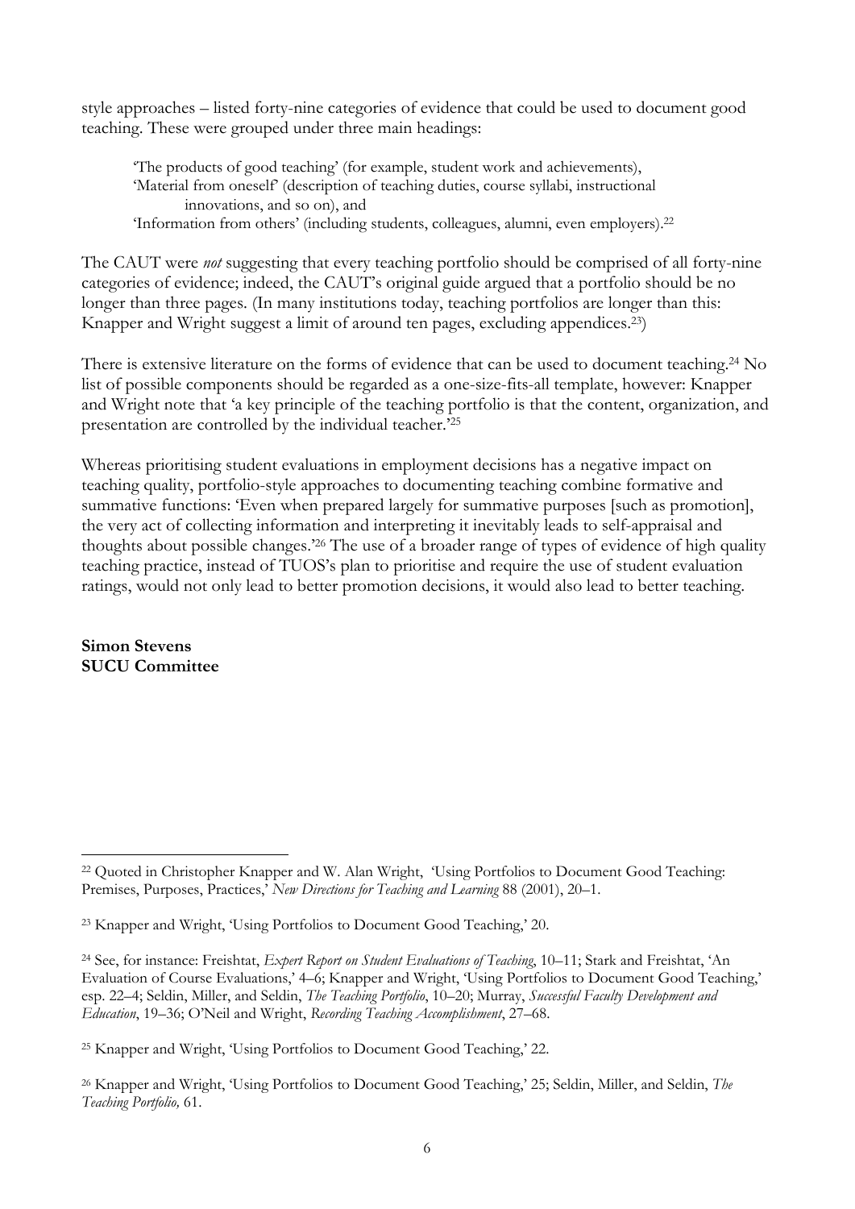style approaches – listed forty-nine categories of evidence that could be used to document good teaching. These were grouped under three main headings:

> 'The products of good teaching' (for example, student work and achievements),
> 'Material from oneself' (description of teaching duties, course syllabi, instructional innovations, and so on), and
> 'Information from others' (including students, colleagues, alumni, even employers).[22]

The CAUT were *not* suggesting that every teaching portfolio should be comprised of all forty-nine categories of evidence; indeed, the CAUT's original guide argued that a portfolio should be no longer than three pages. (In many institutions today, teaching portfolios are longer than this: Knapper and Wright suggest a limit of around ten pages, excluding appendices.[23])

There is extensive literature on the forms of evidence that can be used to document teaching.[24] No list of possible components should be regarded as a one-size-fits-all template, however: Knapper and Wright note that 'a key principle of the teaching portfolio is that the content, organization, and presentation are controlled by the individual teacher.'[25]

Whereas prioritising student evaluations in employment decisions has a negative impact on teaching quality, portfolio-style approaches to documenting teaching combine formative and summative functions: 'Even when prepared largely for summative purposes [such as promotion], the very act of collecting information and interpreting it inevitably leads to self-appraisal and thoughts about possible changes.'[26] The use of a broader range of types of evidence of high quality teaching practice, instead of TUOS's plan to prioritise and require the use of student evaluation ratings, would not only lead to better promotion decisions, it would also lead to better teaching.

**Simon Stevens**
**SUCU Committee**

---

[22] Quoted in Christopher Knapper and W. Alan Wright, 'Using Portfolios to Document Good Teaching: Premises, Purposes, Practices,' *New Directions for Teaching and Learning* 88 (2001), 20–1.

[23] Knapper and Wright, 'Using Portfolios to Document Good Teaching,' 20.

[24] See, for instance: Freishtat, *Expert Report on Student Evaluations of Teaching*, 10–11; Stark and Freishtat, 'An Evaluation of Course Evaluations,' 4–6; Knapper and Wright, 'Using Portfolios to Document Good Teaching,' esp. 22–4; Seldin, Miller, and Seldin, *The Teaching Portfolio*, 10–20; Murray, *Successful Faculty Development and Education*, 19–36; O'Neil and Wright, *Recording Teaching Accomplishment*, 27–68.

[25] Knapper and Wright, 'Using Portfolios to Document Good Teaching,' 22.

[26] Knapper and Wright, 'Using Portfolios to Document Good Teaching,' 25; Seldin, Miller, and Seldin, *The Teaching Portfolio,* 61.